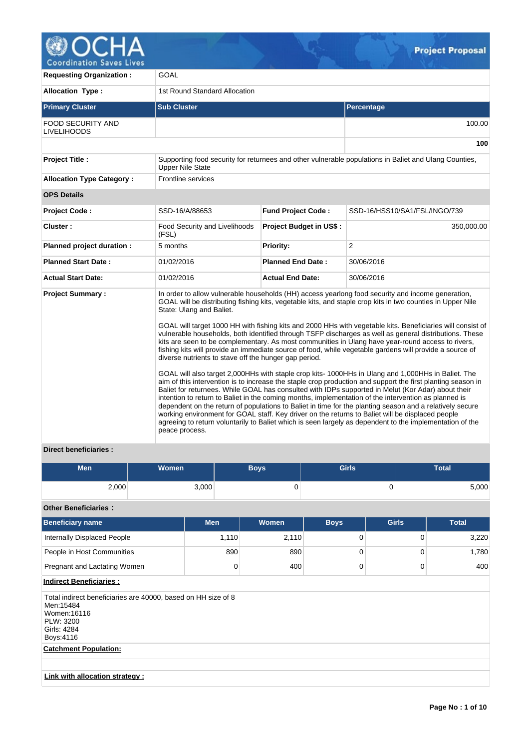# OCHA Coordination Saves Lives — Project Proposal

| | |
|---|---|
| **Requesting Organization :** | GOAL |
| **Allocation Type :** | 1st Round Standard Allocation |

| Primary Cluster | Sub Cluster | Percentage |
|---|---|---|
| FOOD SECURITY AND LIVELIHOODS | | 100.00 |
| | | **100** |

| | |
|---|---|
| **Project Title :** | Supporting food security for returnees and other vulnerable populations in Baliet and Ulang Counties, Upper Nile State |
| **Allocation Type Category :** | Frontline services |

**OPS Details**

| | | | |
|---|---|---|---|
| **Project Code :** | SSD-16/A/88653 | **Fund Project Code :** | SSD-16/HSS10/SA1/FSL/INGO/739 |
| **Cluster :** | Food Security and Livelihoods (FSL) | **Project Budget in US$ :** | 350,000.00 |
| **Planned project duration :** | 5 months | **Priority:** | 2 |
| **Planned Start Date :** | 01/02/2016 | **Planned End Date :** | 30/06/2016 |
| **Actual Start Date:** | 01/02/2016 | **Actual End Date:** | 30/06/2016 |

**Project Summary :**

In order to allow vulnerable households (HH) access yearlong food security and income generation, GOAL will be distributing fishing kits, vegetable kits, and staple crop kits in two counties in Upper Nile State: Ulang and Baliet.

GOAL will target 1000 HH with fishing kits and 2000 HHs with vegetable kits. Beneficiaries will consist of vulnerable households, both identified through TSFP discharges as well as general distributions. These kits are seen to be complementary. As most communities in Ulang have year-round access to rivers, fishing kits will provide an immediate source of food, while vegetable gardens will provide a source of diverse nutrients to stave off the hunger gap period.

GOAL will also target 2,000HHs with staple crop kits- 1000HHs in Ulang and 1,000HHs in Baliet. The aim of this intervention is to increase the staple crop production and support the first planting season in Baliet for returnees. While GOAL has consulted with IDPs supported in Melut (Kor Adar) about their intention to return to Baliet in the coming months, implementation of the intervention as planned is dependent on the return of populations to Baliet in time for the planting season and a relatively secure working environment for GOAL staff. Key driver on the returns to Baliet will be displaced people agreeing to return voluntarily to Baliet which is seen largely as dependent to the implementation of the peace process.

**Direct beneficiaries :**

| Men | Women | Boys | Girls | Total |
|---|---|---|---|---|
| 2,000 | 3,000 | 0 | 0 | 5,000 |

**Other Beneficiaries :**

| Beneficiary name | Men | Women | Boys | Girls | Total |
|---|---|---|---|---|---|
| Internally Displaced People | 1,110 | 2,110 | 0 | 0 | 3,220 |
| People in Host Communities | 890 | 890 | 0 | 0 | 1,780 |
| Pregnant and Lactating Women | 0 | 400 | 0 | 0 | 400 |

**Indirect Beneficiaries :**

Total indirect beneficiaries are 40000, based on HH size of 8
Men:15484
Women:16116
PLW: 3200
Girls: 4284
Boys:4116

**Catchment Population:**

**Link with allocation strategy :**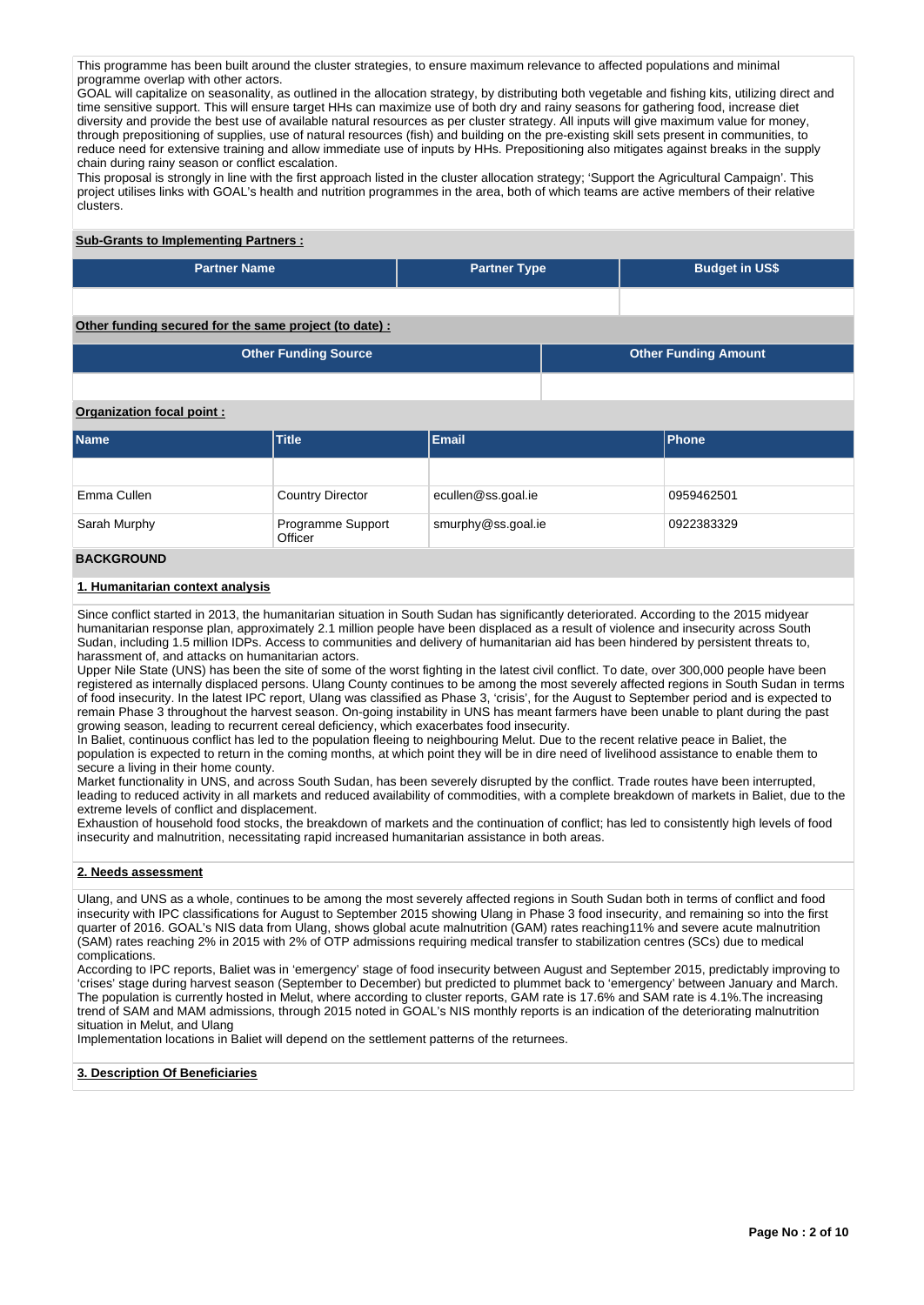This programme has been built around the cluster strategies, to ensure maximum relevance to affected populations and minimal programme overlap with other actors.
GOAL will capitalize on seasonality, as outlined in the allocation strategy, by distributing both vegetable and fishing kits, utilizing direct and time sensitive support. This will ensure target HHs can maximize use of both dry and rainy seasons for gathering food, increase diet diversity and provide the best use of available natural resources as per cluster strategy. All inputs will give maximum value for money, through prepositioning of supplies, use of natural resources (fish) and building on the pre-existing skill sets present in communities, to reduce need for extensive training and allow immediate use of inputs by HHs. Prepositioning also mitigates against breaks in the supply chain during rainy season or conflict escalation.
This proposal is strongly in line with the first approach listed in the cluster allocation strategy; 'Support the Agricultural Campaign'. This project utilises links with GOAL's health and nutrition programmes in the area, both of which teams are active members of their relative clusters.

**Sub-Grants to Implementing Partners :**

| Partner Name | Partner Type | Budget in US$ |
|---|---|---|
| | | |

**Other funding secured for the same project (to date) :**

| Other Funding Source | Other Funding Amount |
|---|---|
| | |

**Organization focal point :**

| Name | Title | Email | Phone |
|---|---|---|---|
| | | | |
| Emma Cullen | Country Director | ecullen@ss.goal.ie | 0959462501 |
| Sarah Murphy | Programme Support Officer | smurphy@ss.goal.ie | 0922383329 |

## BACKGROUND

### 1. Humanitarian context analysis

Since conflict started in 2013, the humanitarian situation in South Sudan has significantly deteriorated. According to the 2015 midyear humanitarian response plan, approximately 2.1 million people have been displaced as a result of violence and insecurity across South Sudan, including 1.5 million IDPs. Access to communities and delivery of humanitarian aid has been hindered by persistent threats to, harassment of, and attacks on humanitarian actors.
Upper Nile State (UNS) has been the site of some of the worst fighting in the latest civil conflict. To date, over 300,000 people have been registered as internally displaced persons. Ulang County continues to be among the most severely affected regions in South Sudan in terms of food insecurity. In the latest IPC report, Ulang was classified as Phase 3, 'crisis', for the August to September period and is expected to remain Phase 3 throughout the harvest season. On-going instability in UNS has meant farmers have been unable to plant during the past growing season, leading to recurrent cereal deficiency, which exacerbates food insecurity.
In Baliet, continuous conflict has led to the population fleeing to neighbouring Melut. Due to the recent relative peace in Baliet, the population is expected to return in the coming months, at which point they will be in dire need of livelihood assistance to enable them to secure a living in their home county.
Market functionality in UNS, and across South Sudan, has been severely disrupted by the conflict. Trade routes have been interrupted, leading to reduced activity in all markets and reduced availability of commodities, with a complete breakdown of markets in Baliet, due to the extreme levels of conflict and displacement.
Exhaustion of household food stocks, the breakdown of markets and the continuation of conflict; has led to consistently high levels of food insecurity and malnutrition, necessitating rapid increased humanitarian assistance in both areas.

### 2. Needs assessment

Ulang, and UNS as a whole, continues to be among the most severely affected regions in South Sudan both in terms of conflict and food insecurity with IPC classifications for August to September 2015 showing Ulang in Phase 3 food insecurity, and remaining so into the first quarter of 2016. GOAL's NIS data from Ulang, shows global acute malnutrition (GAM) rates reaching11% and severe acute malnutrition (SAM) rates reaching 2% in 2015 with 2% of OTP admissions requiring medical transfer to stabilization centres (SCs) due to medical complications.
According to IPC reports, Baliet was in 'emergency' stage of food insecurity between August and September 2015, predictably improving to 'crises' stage during harvest season (September to December) but predicted to plummet back to 'emergency' between January and March. The population is currently hosted in Melut, where according to cluster reports, GAM rate is 17.6% and SAM rate is 4.1%.The increasing trend of SAM and MAM admissions, through 2015 noted in GOAL's NIS monthly reports is an indication of the deteriorating malnutrition situation in Melut, and Ulang
Implementation locations in Baliet will depend on the settlement patterns of the returnees.

### 3. Description Of Beneficiaries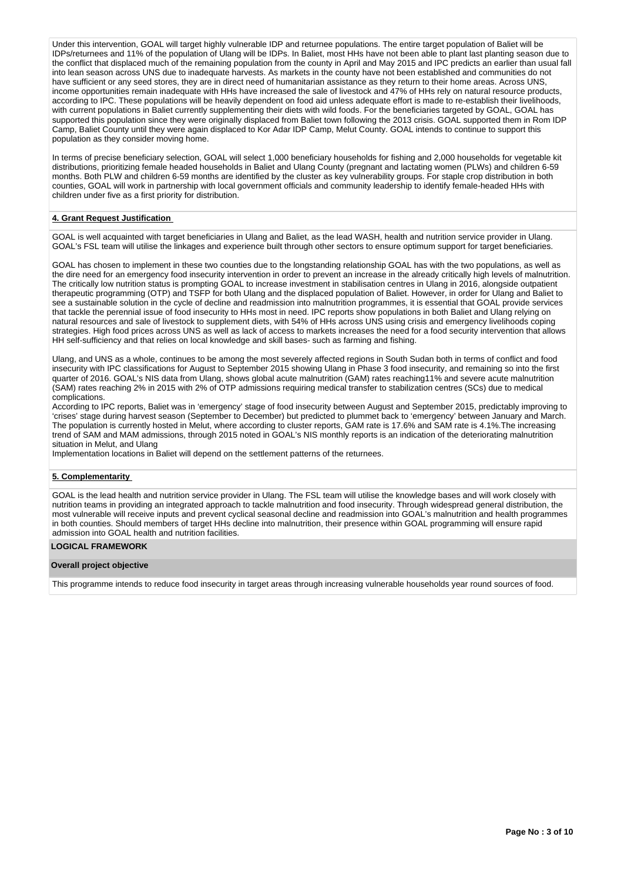Under this intervention, GOAL will target highly vulnerable IDP and returnee populations. The entire target population of Baliet will be IDPs/returnees and 11% of the population of Ulang will be IDPs. In Baliet, most HHs have not been able to plant last planting season due to the conflict that displaced much of the remaining population from the county in April and May 2015 and IPC predicts an earlier than usual fall into lean season across UNS due to inadequate harvests. As markets in the county have not been established and communities do not have sufficient or any seed stores, they are in direct need of humanitarian assistance as they return to their home areas. Across UNS, income opportunities remain inadequate with HHs have increased the sale of livestock and 47% of HHs rely on natural resource products, according to IPC. These populations will be heavily dependent on food aid unless adequate effort is made to re-establish their livelihoods, with current populations in Baliet currently supplementing their diets with wild foods. For the beneficiaries targeted by GOAL, GOAL has supported this population since they were originally displaced from Baliet town following the 2013 crisis. GOAL supported them in Rom IDP Camp, Baliet County until they were again displaced to Kor Adar IDP Camp, Melut County. GOAL intends to continue to support this population as they consider moving home.

In terms of precise beneficiary selection, GOAL will select 1,000 beneficiary households for fishing and 2,000 households for vegetable kit distributions, prioritizing female headed households in Baliet and Ulang County (pregnant and lactating women (PLWs) and children 6-59 months. Both PLW and children 6-59 months are identified by the cluster as key vulnerability groups. For staple crop distribution in both counties, GOAL will work in partnership with local government officials and community leadership to identify female-headed HHs with children under five as a first priority for distribution.

## 4. Grant Request Justification

GOAL is well acquainted with target beneficiaries in Ulang and Baliet, as the lead WASH, health and nutrition service provider in Ulang. GOAL's FSL team will utilise the linkages and experience built through other sectors to ensure optimum support for target beneficiaries.

GOAL has chosen to implement in these two counties due to the longstanding relationship GOAL has with the two populations, as well as the dire need for an emergency food insecurity intervention in order to prevent an increase in the already critically high levels of malnutrition. The critically low nutrition status is prompting GOAL to increase investment in stabilisation centres in Ulang in 2016, alongside outpatient therapeutic programming (OTP) and TSFP for both Ulang and the displaced population of Baliet. However, in order for Ulang and Baliet to see a sustainable solution in the cycle of decline and readmission into malnutrition programmes, it is essential that GOAL provide services that tackle the perennial issue of food insecurity to HHs most in need. IPC reports show populations in both Baliet and Ulang relying on natural resources and sale of livestock to supplement diets, with 54% of HHs across UNS using crisis and emergency livelihoods coping strategies. High food prices across UNS as well as lack of access to markets increases the need for a food security intervention that allows HH self-sufficiency and that relies on local knowledge and skill bases- such as farming and fishing.

Ulang, and UNS as a whole, continues to be among the most severely affected regions in South Sudan both in terms of conflict and food insecurity with IPC classifications for August to September 2015 showing Ulang in Phase 3 food insecurity, and remaining so into the first quarter of 2016. GOAL's NIS data from Ulang, shows global acute malnutrition (GAM) rates reaching11% and severe acute malnutrition (SAM) rates reaching 2% in 2015 with 2% of OTP admissions requiring medical transfer to stabilization centres (SCs) due to medical complications.
According to IPC reports, Baliet was in 'emergency' stage of food insecurity between August and September 2015, predictably improving to 'crises' stage during harvest season (September to December) but predicted to plummet back to 'emergency' between January and March. The population is currently hosted in Melut, where according to cluster reports, GAM rate is 17.6% and SAM rate is 4.1%.The increasing trend of SAM and MAM admissions, through 2015 noted in GOAL's NIS monthly reports is an indication of the deteriorating malnutrition situation in Melut, and Ulang
Implementation locations in Baliet will depend on the settlement patterns of the returnees.

## 5. Complementarity

GOAL is the lead health and nutrition service provider in Ulang. The FSL team will utilise the knowledge bases and will work closely with nutrition teams in providing an integrated approach to tackle malnutrition and food insecurity. Through widespread general distribution, the most vulnerable will receive inputs and prevent cyclical seasonal decline and readmission into GOAL's malnutrition and health programmes in both counties. Should members of target HHs decline into malnutrition, their presence within GOAL programming will ensure rapid admission into GOAL health and nutrition facilities.

## LOGICAL FRAMEWORK

### Overall project objective

This programme intends to reduce food insecurity in target areas through increasing vulnerable households year round sources of food.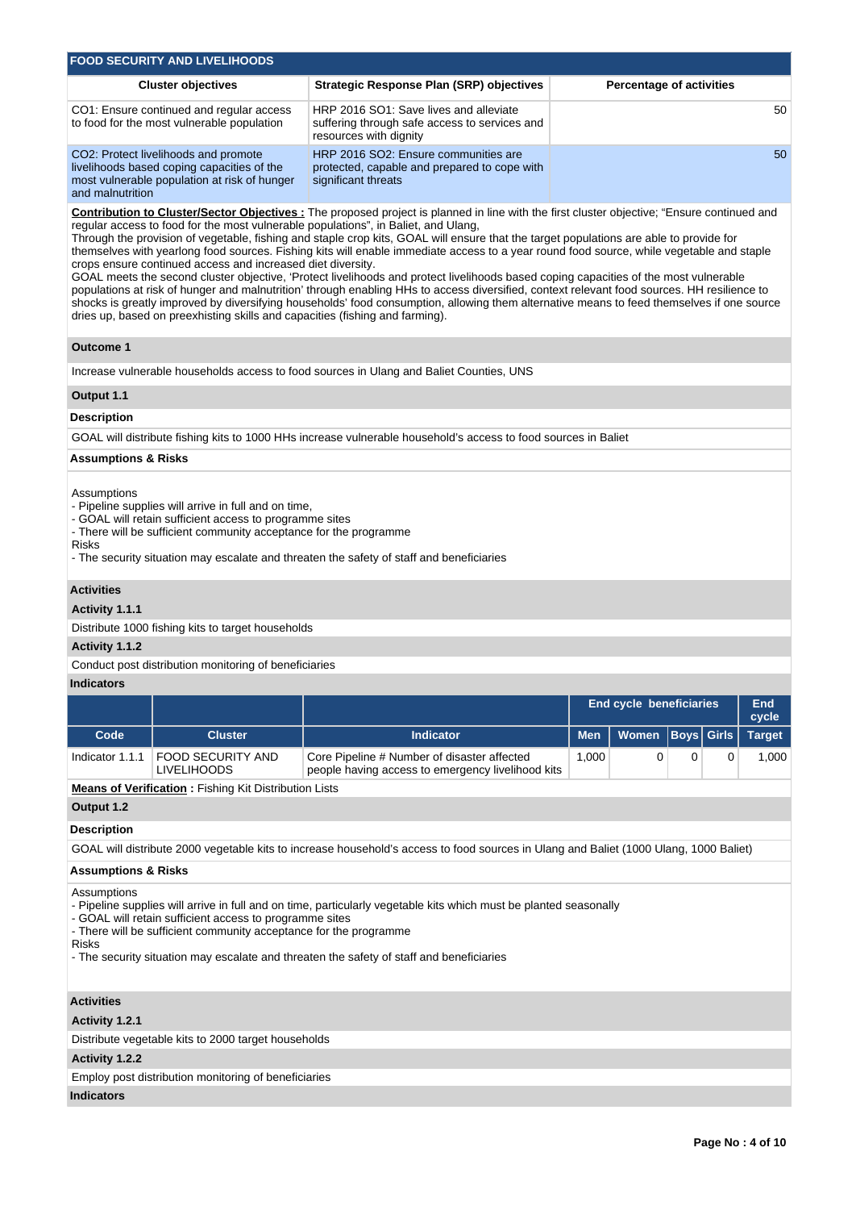## FOOD SECURITY AND LIVELIHOODS

| Cluster objectives | Strategic Response Plan (SRP) objectives | Percentage of activities |
|---|---|---|
| CO1: Ensure continued and regular access to food for the most vulnerable population | HRP 2016 SO1: Save lives and alleviate suffering through safe access to services and resources with dignity | 50 |
| CO2: Protect livelihoods and promote livelihoods based coping capacities of the most vulnerable population at risk of hunger and malnutrition | HRP 2016 SO2: Ensure communities are protected, capable and prepared to cope with significant threats | 50 |

**Contribution to Cluster/Sector Objectives :** The proposed project is planned in line with the first cluster objective; "Ensure continued and regular access to food for the most vulnerable populations", in Baliet, and Ulang,
Through the provision of vegetable, fishing and staple crop kits, GOAL will ensure that the target populations are able to provide for themselves with yearlong food sources. Fishing kits will enable immediate access to a year round food source, while vegetable and staple crops ensure continued access and increased diet diversity.
GOAL meets the second cluster objective, 'Protect livelihoods and protect livelihoods based coping capacities of the most vulnerable populations at risk of hunger and malnutrition' through enabling HHs to access diversified, context relevant food sources. HH resilience to shocks is greatly improved by diversifying households' food consumption, allowing them alternative means to feed themselves if one source dries up, based on preexhisting skills and capacities (fishing and farming).

### Outcome 1

Increase vulnerable households access to food sources in Ulang and Baliet Counties, UNS

### Output 1.1

**Description**

GOAL will distribute fishing kits to 1000 HHs increase vulnerable household's access to food sources in Baliet

**Assumptions & Risks**

Assumptions
- Pipeline supplies will arrive in full and on time,
- GOAL will retain sufficient access to programme sites
- There will be sufficient community acceptance for the programme

Risks
- The security situation may escalate and threaten the safety of staff and beneficiaries

**Activities**

**Activity 1.1.1**

Distribute 1000 fishing kits to target households

**Activity 1.1.2**

Conduct post distribution monitoring of beneficiaries

**Indicators**

| | | | End cycle beneficiaries | | | | End cycle |
|---|---|---|---|---|---|---|---|
| Code | Cluster | Indicator | Men | Women | Boys | Girls | Target |
| Indicator 1.1.1 | FOOD SECURITY AND LIVELIHOODS | Core Pipeline # Number of disaster affected people having access to emergency livelihood kits | 1,000 | 0 | 0 | 0 | 1,000 |

**Means of Verification :** Fishing Kit Distribution Lists

### Output 1.2

**Description**

GOAL will distribute 2000 vegetable kits to increase household's access to food sources in Ulang and Baliet (1000 Ulang, 1000 Baliet)

**Assumptions & Risks**

Assumptions
- Pipeline supplies will arrive in full and on time, particularly vegetable kits which must be planted seasonally
- GOAL will retain sufficient access to programme sites
- There will be sufficient community acceptance for the programme

Risks
- The security situation may escalate and threaten the safety of staff and beneficiaries

**Activities**

**Activity 1.2.1**

Distribute vegetable kits to 2000 target households

**Activity 1.2.2**

Employ post distribution monitoring of beneficiaries

**Indicators**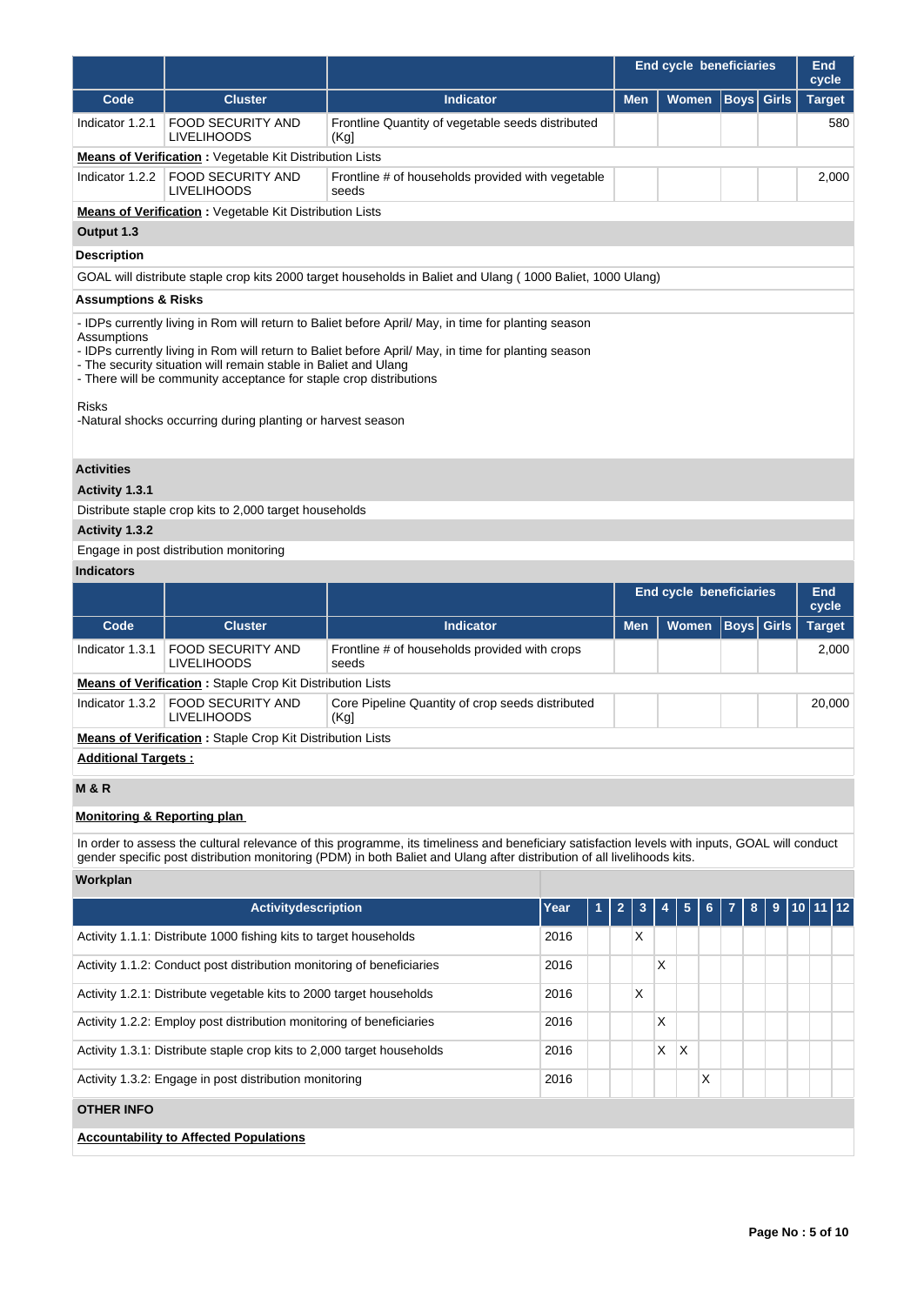| | | | End cycle beneficiaries | | | | End cycle |
|---|---|---|---|---|---|---|---|
| **Code** | **Cluster** | **Indicator** | **Men** | **Women** | **Boys** | **Girls** | **Target** |
| Indicator 1.2.1 | FOOD SECURITY AND LIVELIHOODS | Frontline Quantity of vegetable seeds distributed (Kg] | | | | | 580 |
| **Means of Verification** : Vegetable Kit Distribution Lists | | | | | | | |
| Indicator 1.2.2 | FOOD SECURITY AND LIVELIHOODS | Frontline # of households provided with vegetable seeds | | | | | 2,000 |
| **Means of Verification** : Vegetable Kit Distribution Lists | | | | | | | |

**Output 1.3**

**Description**

GOAL will distribute staple crop kits 2000 target households in Baliet and Ulang ( 1000 Baliet, 1000 Ulang)

**Assumptions & Risks**

- IDPs currently living in Rom will return to Baliet before April/ May, in time for planting season
Assumptions
- IDPs currently living in Rom will return to Baliet before April/ May, in time for planting season
- The security situation will remain stable in Baliet and Ulang
- There will be community acceptance for staple crop distributions

Risks
-Natural shocks occurring during planting or harvest season

**Activities**

**Activity 1.3.1**

Distribute staple crop kits to 2,000 target households

**Activity 1.3.2**

Engage in post distribution monitoring

**Indicators**

| | | | End cycle beneficiaries | | | | End cycle |
|---|---|---|---|---|---|---|---|
| **Code** | **Cluster** | **Indicator** | **Men** | **Women** | **Boys** | **Girls** | **Target** |
| Indicator 1.3.1 | FOOD SECURITY AND LIVELIHOODS | Frontline # of households provided with crops seeds | | | | | 2,000 |
| **Means of Verification** : Staple Crop Kit Distribution Lists | | | | | | | |
| Indicator 1.3.2 | FOOD SECURITY AND LIVELIHOODS | Core Pipeline Quantity of crop seeds distributed (Kg] | | | | | 20,000 |
| **Means of Verification** : Staple Crop Kit Distribution Lists | | | | | | | |

**Additional Targets :**

**M & R**

**Monitoring & Reporting plan**

In order to assess the cultural relevance of this programme, its timeliness and beneficiary satisfaction levels with inputs, GOAL will conduct gender specific post distribution monitoring (PDM) in both Baliet and Ulang after distribution of all livelihoods kits.

**Workplan**

| Activitydescription | Year | 1 | 2 | 3 | 4 | 5 | 6 | 7 | 8 | 9 | 10 | 11 | 12 |
|---|---|---|---|---|---|---|---|---|---|---|---|---|---|
| Activity 1.1.1: Distribute 1000 fishing kits to target households | 2016 | | | X | | | | | | | | | |
| Activity 1.1.2: Conduct post distribution monitoring of beneficiaries | 2016 | | | | X | | | | | | | | |
| Activity 1.2.1: Distribute vegetable kits to 2000 target households | 2016 | | | X | | | | | | | | | |
| Activity 1.2.2: Employ post distribution monitoring of beneficiaries | 2016 | | | | X | | | | | | | | |
| Activity 1.3.1: Distribute staple crop kits to 2,000 target households | 2016 | | | | X | X | | | | | | | |
| Activity 1.3.2: Engage in post distribution monitoring | 2016 | | | | | | X | | | | | | |

**OTHER INFO**

**Accountability to Affected Populations**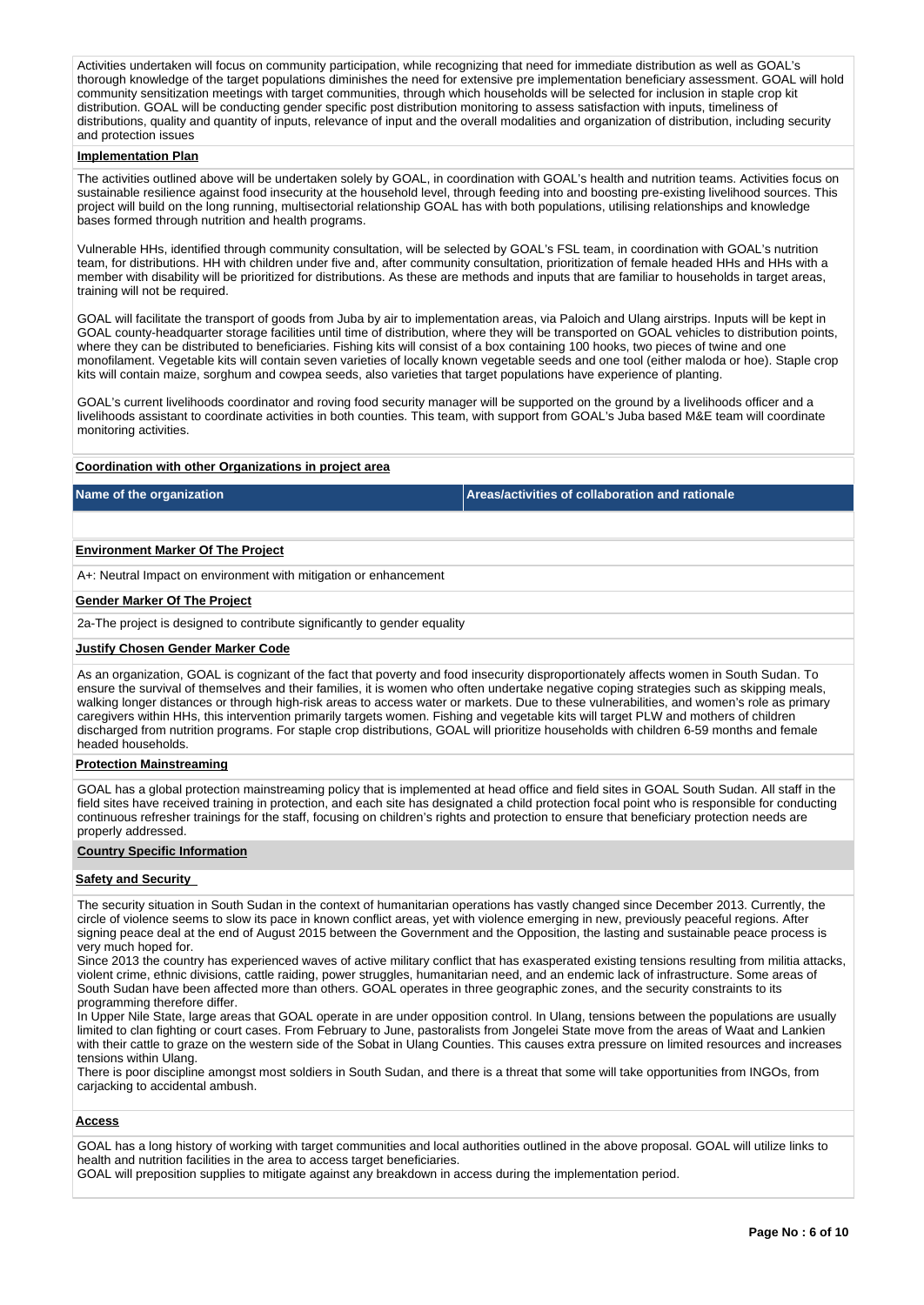Activities undertaken will focus on community participation, while recognizing that need for immediate distribution as well as GOAL's thorough knowledge of the target populations diminishes the need for extensive pre implementation beneficiary assessment. GOAL will hold community sensitization meetings with target communities, through which households will be selected for inclusion in staple crop kit distribution. GOAL will be conducting gender specific post distribution monitoring to assess satisfaction with inputs, timeliness of distributions, quality and quantity of inputs, relevance of input and the overall modalities and organization of distribution, including security and protection issues

**Implementation Plan**

The activities outlined above will be undertaken solely by GOAL, in coordination with GOAL's health and nutrition teams. Activities focus on sustainable resilience against food insecurity at the household level, through feeding into and boosting pre-existing livelihood sources. This project will build on the long running, multisectorial relationship GOAL has with both populations, utilising relationships and knowledge bases formed through nutrition and health programs.

Vulnerable HHs, identified through community consultation, will be selected by GOAL's FSL team, in coordination with GOAL's nutrition team, for distributions. HH with children under five and, after community consultation, prioritization of female headed HHs and HHs with a member with disability will be prioritized for distributions. As these are methods and inputs that are familiar to households in target areas, training will not be required.

GOAL will facilitate the transport of goods from Juba by air to implementation areas, via Paloich and Ulang airstrips. Inputs will be kept in GOAL county-headquarter storage facilities until time of distribution, where they will be transported on GOAL vehicles to distribution points, where they can be distributed to beneficiaries. Fishing kits will consist of a box containing 100 hooks, two pieces of twine and one monofilament. Vegetable kits will contain seven varieties of locally known vegetable seeds and one tool (either maloda or hoe). Staple crop kits will contain maize, sorghum and cowpea seeds, also varieties that target populations have experience of planting.

GOAL's current livelihoods coordinator and roving food security manager will be supported on the ground by a livelihoods officer and a livelihoods assistant to coordinate activities in both counties. This team, with support from GOAL's Juba based M&E team will coordinate monitoring activities.

**Coordination with other Organizations in project area**

| Name of the organization | Areas/activities of collaboration and rationale |
| --- | --- |
| | |

**Environment Marker Of The Project**

A+: Neutral Impact on environment with mitigation or enhancement

**Gender Marker Of The Project**

2a-The project is designed to contribute significantly to gender equality

**Justify Chosen Gender Marker Code**

As an organization, GOAL is cognizant of the fact that poverty and food insecurity disproportionately affects women in South Sudan. To ensure the survival of themselves and their families, it is women who often undertake negative coping strategies such as skipping meals, walking longer distances or through high-risk areas to access water or markets. Due to these vulnerabilities, and women's role as primary caregivers within HHs, this intervention primarily targets women. Fishing and vegetable kits will target PLW and mothers of children discharged from nutrition programs. For staple crop distributions, GOAL will prioritize households with children 6-59 months and female headed households.

**Protection Mainstreaming**

GOAL has a global protection mainstreaming policy that is implemented at head office and field sites in GOAL South Sudan. All staff in the field sites have received training in protection, and each site has designated a child protection focal point who is responsible for conducting continuous refresher trainings for the staff, focusing on children's rights and protection to ensure that beneficiary protection needs are properly addressed.

**Country Specific Information**

**Safety and Security**

The security situation in South Sudan in the context of humanitarian operations has vastly changed since December 2013. Currently, the circle of violence seems to slow its pace in known conflict areas, yet with violence emerging in new, previously peaceful regions. After signing peace deal at the end of August 2015 between the Government and the Opposition, the lasting and sustainable peace process is very much hoped for.
Since 2013 the country has experienced waves of active military conflict that has exasperated existing tensions resulting from militia attacks, violent crime, ethnic divisions, cattle raiding, power struggles, humanitarian need, and an endemic lack of infrastructure. Some areas of South Sudan have been affected more than others. GOAL operates in three geographic zones, and the security constraints to its programming therefore differ.
In Upper Nile State, large areas that GOAL operate in are under opposition control. In Ulang, tensions between the populations are usually limited to clan fighting or court cases. From February to June, pastoralists from Jongelei State move from the areas of Waat and Lankien with their cattle to graze on the western side of the Sobat in Ulang Counties. This causes extra pressure on limited resources and increases tensions within Ulang.
There is poor discipline amongst most soldiers in South Sudan, and there is a threat that some will take opportunities from INGOs, from carjacking to accidental ambush.

**Access**

GOAL has a long history of working with target communities and local authorities outlined in the above proposal. GOAL will utilize links to health and nutrition facilities in the area to access target beneficiaries.
GOAL will preposition supplies to mitigate against any breakdown in access during the implementation period.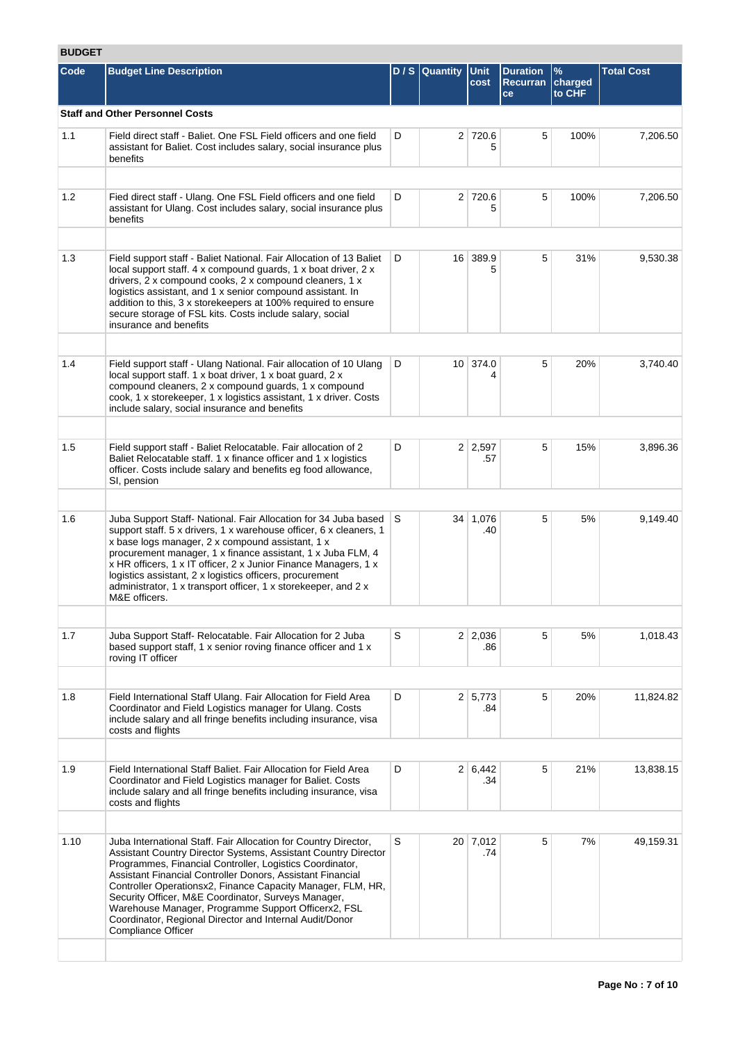## BUDGET

| Code | Budget Line Description | D / S | Quantity | Unit cost | Duration Recurrance | % charged to CHF | Total Cost |
|---|---|---|---|---|---|---|---|
| **Staff and Other Personnel Costs** | | | | | | | |
| 1.1 | Field direct staff - Baliet. One FSL Field officers and one field assistant for Baliet. Cost includes salary, social insurance plus benefits | D | 2 | 720.65 | 5 | 100% | 7,206.50 |
| | | | | | | | |
| 1.2 | Fied direct staff - Ulang. One FSL Field officers and one field assistant for Ulang. Cost includes salary, social insurance plus benefits | D | 2 | 720.65 | 5 | 100% | 7,206.50 |
| | | | | | | | |
| 1.3 | Field support staff - Baliet National. Fair Allocation of 13 Baliet local support staff. 4 x compound guards, 1 x boat driver, 2 x drivers, 2 x compound cooks, 2 x compound cleaners, 1 x logistics assistant, and 1 x senior compound assistant. In addition to this, 3 x storekeepers at 100% required to ensure secure storage of FSL kits. Costs include salary, social insurance and benefits | D | 16 | 389.95 | 5 | 31% | 9,530.38 |
| | | | | | | | |
| 1.4 | Field support staff - Ulang National. Fair allocation of 10 Ulang local support staff. 1 x boat driver, 1 x boat guard, 2 x compound cleaners, 2 x compound guards, 1 x compound cook, 1 x storekeeper, 1 x logistics assistant, 1 x driver. Costs include salary, social insurance and benefits | D | 10 | 374.04 | 5 | 20% | 3,740.40 |
| | | | | | | | |
| 1.5 | Field support staff - Baliet Relocatable. Fair allocation of 2 Baliet Relocatable staff. 1 x finance officer and 1 x logistics officer. Costs include salary and benefits eg food allowance, SI, pension | D | 2 | 2,597.57 | 5 | 15% | 3,896.36 |
| | | | | | | | |
| 1.6 | Juba Support Staff- National. Fair Allocation for 34 Juba based support staff. 5 x drivers, 1 x warehouse officer, 6 x cleaners, 1 x base logs manager, 2 x compound assistant, 1 x procurement manager, 1 x finance assistant, 1 x Juba FLM, 4 x HR officers, 1 x IT officer, 2 x Junior Finance Managers, 1 x logistics assistant, 2 x logistics officers, procurement administrator, 1 x transport officer, 1 x storekeeper, and 2 x M&E officers. | S | 34 | 1,076.40 | 5 | 5% | 9,149.40 |
| | | | | | | | |
| 1.7 | Juba Support Staff- Relocatable. Fair Allocation for 2 Juba based support staff, 1 x senior roving finance officer and 1 x roving IT officer | S | 2 | 2,036.86 | 5 | 5% | 1,018.43 |
| | | | | | | | |
| 1.8 | Field International Staff Ulang. Fair Allocation for Field Area Coordinator and Field Logistics manager for Ulang. Costs include salary and all fringe benefits including insurance, visa costs and flights | D | 2 | 5,773.84 | 5 | 20% | 11,824.82 |
| | | | | | | | |
| 1.9 | Field International Staff Baliet. Fair Allocation for Field Area Coordinator and Field Logistics manager for Baliet. Costs include salary and all fringe benefits including insurance, visa costs and flights | D | 2 | 6,442.34 | 5 | 21% | 13,838.15 |
| | | | | | | | |
| 1.10 | Juba International Staff. Fair Allocation for Country Director, Assistant Country Director Systems, Assistant Country Director Programmes, Financial Controller, Logistics Coordinator, Assistant Financial Controller Donors, Assistant Financial Controller Operationsx2, Finance Capacity Manager, FLM, HR, Security Officer, M&E Coordinator, Surveys Manager, Warehouse Manager, Programme Support Officerx2, FSL Coordinator, Regional Director and Internal Audit/Donor Compliance Officer | S | 20 | 7,012.74 | 5 | 7% | 49,159.31 |
| | | | | | | | |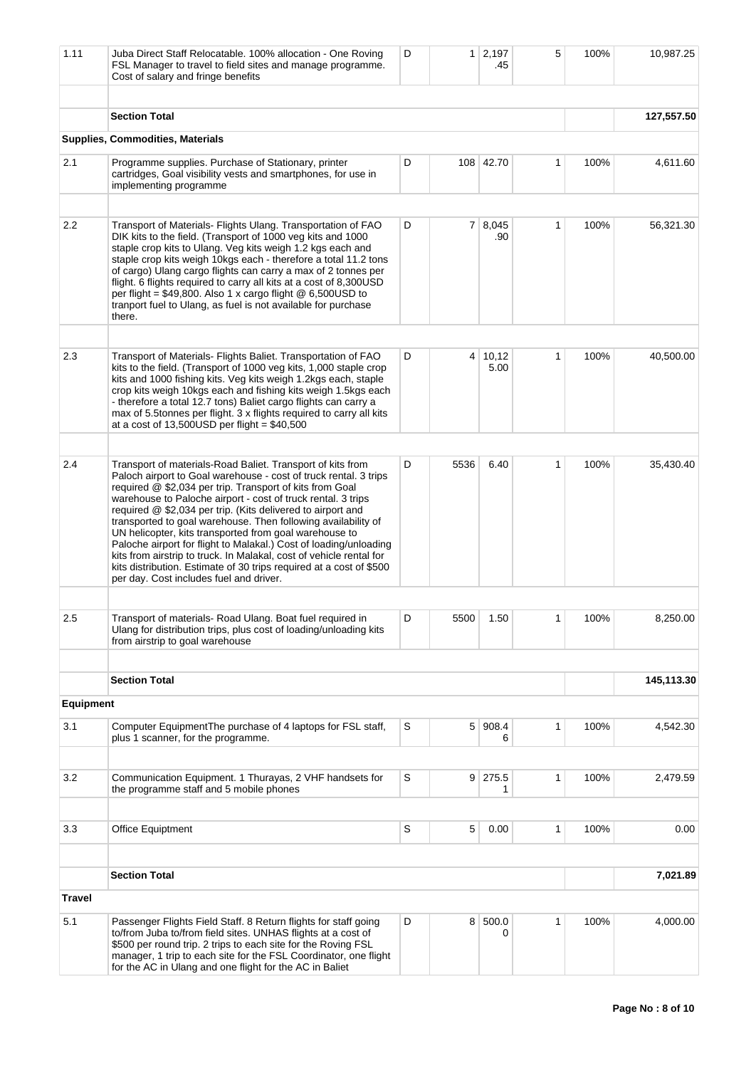| | | | | | | | |
|---|---|---|---|---|---|---|---|
| 1.11 | Juba Direct Staff Relocatable. 100% allocation - One Roving FSL Manager to travel to field sites and manage programme. Cost of salary and fringe benefits | D | 1 | 2,197.45 | 5 | 100% | 10,987.25 |
| | | | | | | | |
| | **Section Total** | | | | | | **127,557.50** |
| **Supplies, Commodities, Materials** | | | | | | | |
| 2.1 | Programme supplies. Purchase of Stationary, printer cartridges, Goal visibility vests and smartphones, for use in implementing programme | D | 108 | 42.70 | 1 | 100% | 4,611.60 |
| | | | | | | | |
| 2.2 | Transport of Materials- Flights Ulang. Transportation of FAO DIK kits to the field. (Transport of 1000 veg kits and 1000 staple crop kits to Ulang. Veg kits weigh 1.2 kgs each and staple crop kits weigh 10kgs each - therefore a total 11.2 tons of cargo) Ulang cargo flights can carry a max of 2 tonnes per flight. 6 flights required to carry all kits at a cost of 8,300USD per flight = $49,800. Also 1 x cargo flight @ 6,500USD to tranport fuel to Ulang, as fuel is not available for purchase there. | D | 7 | 8,045.90 | 1 | 100% | 56,321.30 |
| | | | | | | | |
| 2.3 | Transport of Materials- Flights Baliet. Transportation of FAO kits to the field. (Transport of 1000 veg kits, 1,000 staple crop kits and 1000 fishing kits. Veg kits weigh 1.2kgs each, staple crop kits weigh 10kgs each and fishing kits weigh 1.5kgs each - therefore a total 12.7 tons) Baliet cargo flights can carry a max of 5.5tonnes per flight. 3 x flights required to carry all kits at a cost of 13,500USD per flight = $40,500 | D | 4 | 10,125.00 | 1 | 100% | 40,500.00 |
| | | | | | | | |
| 2.4 | Transport of materials-Road Baliet. Transport of kits from Paloch airport to Goal warehouse - cost of truck rental. 3 trips required @ $2,034 per trip. Transport of kits from Goal warehouse to Paloche airport - cost of truck rental. 3 trips required @ $2,034 per trip. (Kits delivered to airport and transported to goal warehouse. Then following availability of UN helicopter, kits transported from goal warehouse to Paloche airport for flight to Malakal.) Cost of loading/unloading kits from airstrip to truck. In Malakal, cost of vehicle rental for kits distribution. Estimate of 30 trips required at a cost of $500 per day. Cost includes fuel and driver. | D | 5536 | 6.40 | 1 | 100% | 35,430.40 |
| | | | | | | | |
| 2.5 | Transport of materials- Road Ulang. Boat fuel required in Ulang for distribution trips, plus cost of loading/unloading kits from airstrip to goal warehouse | D | 5500 | 1.50 | 1 | 100% | 8,250.00 |
| | | | | | | | |
| | **Section Total** | | | | | | **145,113.30** |
| **Equipment** | | | | | | | |
| 3.1 | Computer EquipmentThe purchase of 4 laptops for FSL staff, plus 1 scanner, for the programme. | S | 5 | 908.46 | 1 | 100% | 4,542.30 |
| | | | | | | | |
| 3.2 | Communication Equipment. 1 Thurayas, 2 VHF handsets for the programme staff and 5 mobile phones | S | 9 | 275.51 | 1 | 100% | 2,479.59 |
| | | | | | | | |
| 3.3 | Office Equiptment | S | 5 | 0.00 | 1 | 100% | 0.00 |
| | | | | | | | |
| | **Section Total** | | | | | | **7,021.89** |
| **Travel** | | | | | | | |
| 5.1 | Passenger Flights Field Staff. 8 Return flights for staff going to/from Juba to/from field sites. UNHAS flights at a cost of $500 per round trip. 2 trips to each site for the Roving FSL manager, 1 trip to each site for the FSL Coordinator, one flight for the AC in Ulang and one flight for the AC in Baliet | D | 8 | 500.00 | 1 | 100% | 4,000.00 |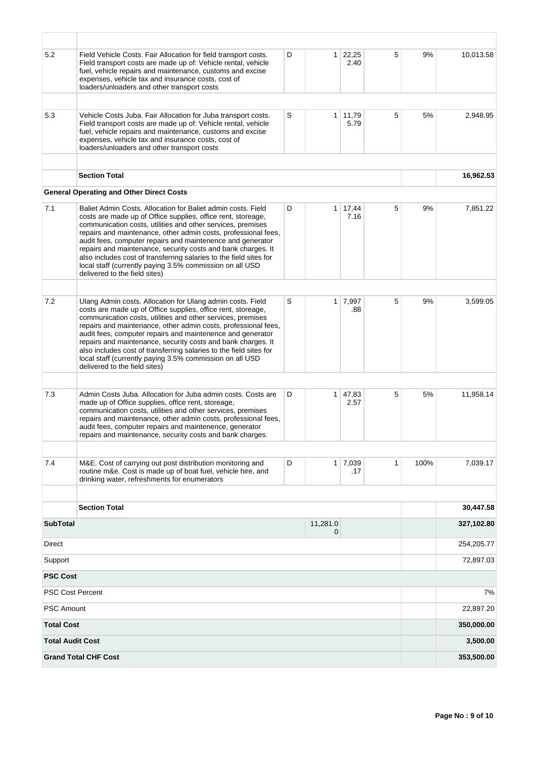| | | | | | | | |
|---|---|---|---|---|---|---|---|
| 5.2 | Field Vehicle Costs. Fair Allocation for field transport costs. Field transport costs are made up of: Vehicle rental, vehicle fuel, vehicle repairs and maintenance, customs and excise expenses, vehicle tax and insurance costs, cost of loaders/unloaders and other transport costs | D | 1 | 22,252.40 | 5 | 9% | 10,013.58 |
| 5.3 | Vehicle Costs Juba. Fair Allocation for Juba transport costs. Field transport costs are made up of: Vehicle rental, vehicle fuel, vehicle repairs and maintenance, customs and excise expenses, vehicle tax and insurance costs, cost of loaders/unloaders and other transport costs | S | 1 | 11,795.79 | 5 | 5% | 2,948.95 |
| | **Section Total** | | | | | | **16,962.53** |
| | **General Operating and Other Direct Costs** | | | | | | |
| 7.1 | Baliet Admin Costs. Allocation for Baliet admin costs. Field costs are made up of Office supplies, office rent, storeage, communication costs, utilities and other services, premises repairs and maintenance, other admin costs, professional fees, audit fees, computer repairs and maintenence and generator repairs and maintenance, security costs and bank charges. It also includes cost of transferring salaries to the field sites for local staff (currently paying 3.5% commission on all USD delivered to the field sites) | D | 1 | 17,447.16 | 5 | 9% | 7,851.22 |
| 7.2 | Ulang Admin costs. Allocation for Ulang admin costs. Field costs are made up of Office supplies, office rent, storeage, communication costs, utilities and other services, premises repairs and maintenance, other admin costs, professional fees, audit fees, computer repairs and maintenence and generator repairs and maintenance, security costs and bank charges. It also includes cost of transferring salaries to the field sites for local staff (currently paying 3.5% commission on all USD delivered to the field sites) | S | 1 | 7,997.88 | 5 | 9% | 3,599.05 |
| 7.3 | Admin Costs Juba. Allocation for Juba admin costs. Costs are made up of Office supplies, office rent, storeage, communication costs, utilities and other services, premises repairs and maintenance, other admin costs, professional fees, audit fees, computer repairs and maintenence, generator repairs and maintenance, security costs and bank charges. | D | 1 | 47,832.57 | 5 | 5% | 11,958.14 |
| 7.4 | M&E. Cost of carrying out post distribution monitoring and routine m&e. Cost is made up of boat fuel, vehicle hire, and drinking water, refreshments for enumerators | D | 1 | 7,039.17 | 1 | 100% | 7,039.17 |
| | **Section Total** | | | | | | **30,447.58** |
| **SubTotal** | | | 11,281.00 | | | | **327,102.80** |
| Direct | | | | | | | 254,205.77 |
| Support | | | | | | | 72,897.03 |
| **PSC Cost** | | | | | | | |
| PSC Cost Percent | | | | | | | 7% |
| PSC Amount | | | | | | | 22,897.20 |
| **Total Cost** | | | | | | | **350,000.00** |
| **Total Audit Cost** | | | | | | | **3,500.00** |
| **Grand Total CHF Cost** | | | | | | | **353,500.00** |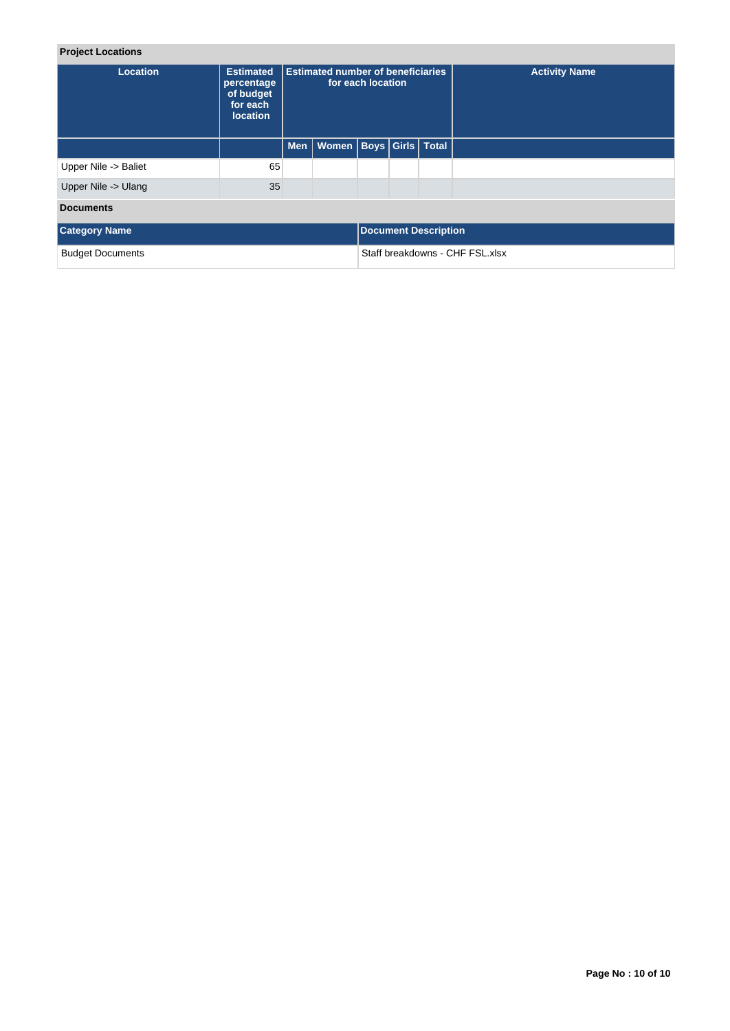### Project Locations

| Location | Estimated percentage of budget for each location | Estimated number of beneficiaries for each location | | | | | Activity Name |
|---|---|---|---|---|---|---|---|
| | | Men | Women | Boys | Girls | Total | |
| Upper Nile -> Baliet | 65 | | | | | | |
| Upper Nile -> Ulang | 35 | | | | | | |

### Documents

| Category Name | Document Description |
|---|---|
| Budget Documents | Staff breakdowns - CHF FSL.xlsx |